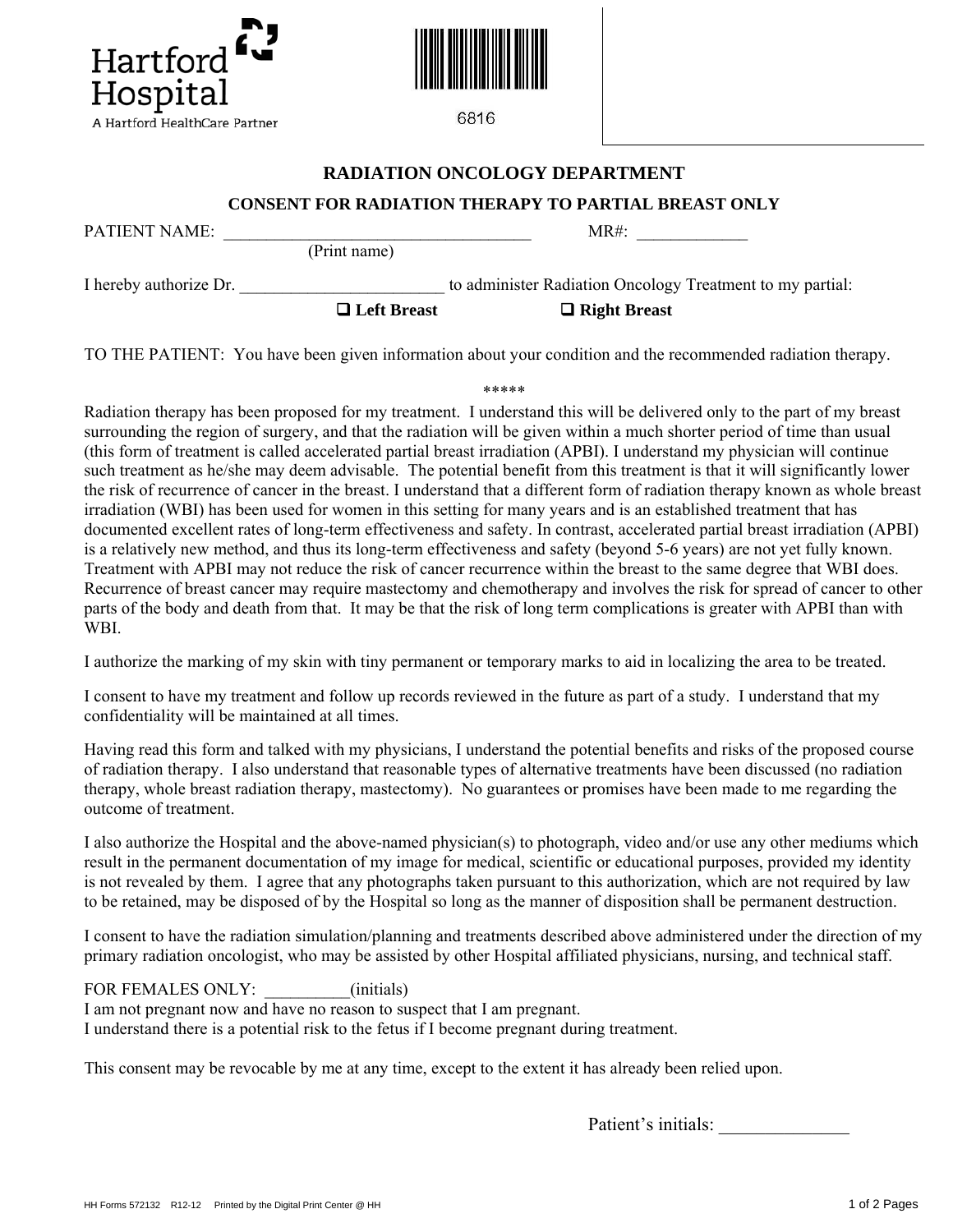Hartford Hospital
A Hartford HealthCare Partner

6816

## RADIATION ONCOLOGY DEPARTMENT

### CONSENT FOR RADIATION THERAPY TO PARTIAL BREAST ONLY

PATIENT NAME: ___________________________________ MR#: _____________
(Print name)

I hereby authorize Dr. ________________________ to administer Radiation Oncology Treatment to my partial:

☐ **Left Breast** ☐ **Right Breast**

TO THE PATIENT: You have been given information about your condition and the recommended radiation therapy.

*****

Radiation therapy has been proposed for my treatment. I understand this will be delivered only to the part of my breast surrounding the region of surgery, and that the radiation will be given within a much shorter period of time than usual (this form of treatment is called accelerated partial breast irradiation (APBI). I understand my physician will continue such treatment as he/she may deem advisable. The potential benefit from this treatment is that it will significantly lower the risk of recurrence of cancer in the breast. I understand that a different form of radiation therapy known as whole breast irradiation (WBI) has been used for women in this setting for many years and is an established treatment that has documented excellent rates of long-term effectiveness and safety. In contrast, accelerated partial breast irradiation (APBI) is a relatively new method, and thus its long-term effectiveness and safety (beyond 5-6 years) are not yet fully known. Treatment with APBI may not reduce the risk of cancer recurrence within the breast to the same degree that WBI does. Recurrence of breast cancer may require mastectomy and chemotherapy and involves the risk for spread of cancer to other parts of the body and death from that. It may be that the risk of long term complications is greater with APBI than with WBI.

I authorize the marking of my skin with tiny permanent or temporary marks to aid in localizing the area to be treated.

I consent to have my treatment and follow up records reviewed in the future as part of a study. I understand that my confidentiality will be maintained at all times.

Having read this form and talked with my physicians, I understand the potential benefits and risks of the proposed course of radiation therapy. I also understand that reasonable types of alternative treatments have been discussed (no radiation therapy, whole breast radiation therapy, mastectomy). No guarantees or promises have been made to me regarding the outcome of treatment.

I also authorize the Hospital and the above-named physician(s) to photograph, video and/or use any other mediums which result in the permanent documentation of my image for medical, scientific or educational purposes, provided my identity is not revealed by them. I agree that any photographs taken pursuant to this authorization, which are not required by law to be retained, may be disposed of by the Hospital so long as the manner of disposition shall be permanent destruction.

I consent to have the radiation simulation/planning and treatments described above administered under the direction of my primary radiation oncologist, who may be assisted by other Hospital affiliated physicians, nursing, and technical staff.

FOR FEMALES ONLY: __________(initials)
I am not pregnant now and have no reason to suspect that I am pregnant.
I understand there is a potential risk to the fetus if I become pregnant during treatment.

This consent may be revocable by me at any time, except to the extent it has already been relied upon.

Patient's initials: ______________

HH Forms 572132 R12-12 Printed by the Digital Print Center @ HH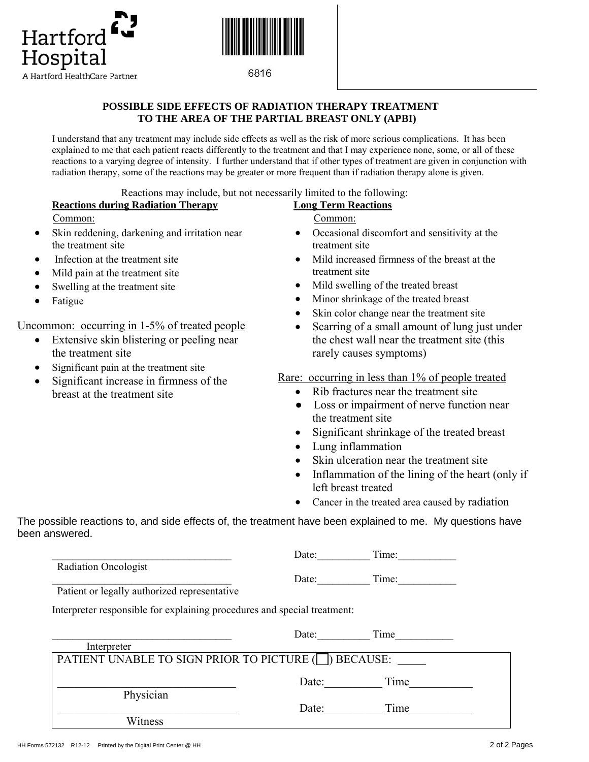Hartford Hospital
A Hartford HealthCare Partner

6816

## POSSIBLE SIDE EFFECTS OF RADIATION THERAPY TREATMENT TO THE AREA OF THE PARTIAL BREAST ONLY (APBI)

I understand that any treatment may include side effects as well as the risk of more serious complications. It has been explained to me that each patient reacts differently to the treatment and that I may experience none, some, or all of these reactions to a varying degree of intensity. I further understand that if other types of treatment are given in conjunction with radiation therapy, some of the reactions may be greater or more frequent than if radiation therapy alone is given.

Reactions may include, but not necessarily limited to the following:

**Reactions during Radiation Therapy**

Common:

- Skin reddening, darkening and irritation near the treatment site
- Infection at the treatment site
- Mild pain at the treatment site
- Swelling at the treatment site
- Fatigue

Uncommon: occurring in 1-5% of treated people

- Extensive skin blistering or peeling near the treatment site
- Significant pain at the treatment site
- Significant increase in firmness of the breast at the treatment site

**Long Term Reactions**

Common:

- Occasional discomfort and sensitivity at the treatment site
- Mild increased firmness of the breast at the treatment site
- Mild swelling of the treated breast
- Minor shrinkage of the treated breast
- Skin color change near the treatment site
- Scarring of a small amount of lung just under the chest wall near the treatment site (this rarely causes symptoms)

Rare: occurring in less than 1% of people treated

- Rib fractures near the treatment site
- Loss or impairment of nerve function near the treatment site
- Significant shrinkage of the treated breast
- Lung inflammation
- Skin ulceration near the treatment site
- Inflammation of the lining of the heart (only if left breast treated
- Cancer in the treated area caused by radiation

The possible reactions to, and side effects of, the treatment have been explained to me. My questions have been answered.

___________________________________ Date:__________ Time:___________
Radiation Oncologist

___________________________________ Date:__________ Time:___________
Patient or legally authorized representative

Interpreter responsible for explaining procedures and special treatment:

___________________________________ Date:__________ Time___________
Interpreter

PATIENT UNABLE TO SIGN PRIOR TO PICTURE ( ☐ ) BECAUSE: _____

___________________________________ Date:__________ Time___________
Physician

___________________________________ Date:__________ Time___________
Witness

HH Forms 572132 R12-12 Printed by the Digital Print Center @ HH